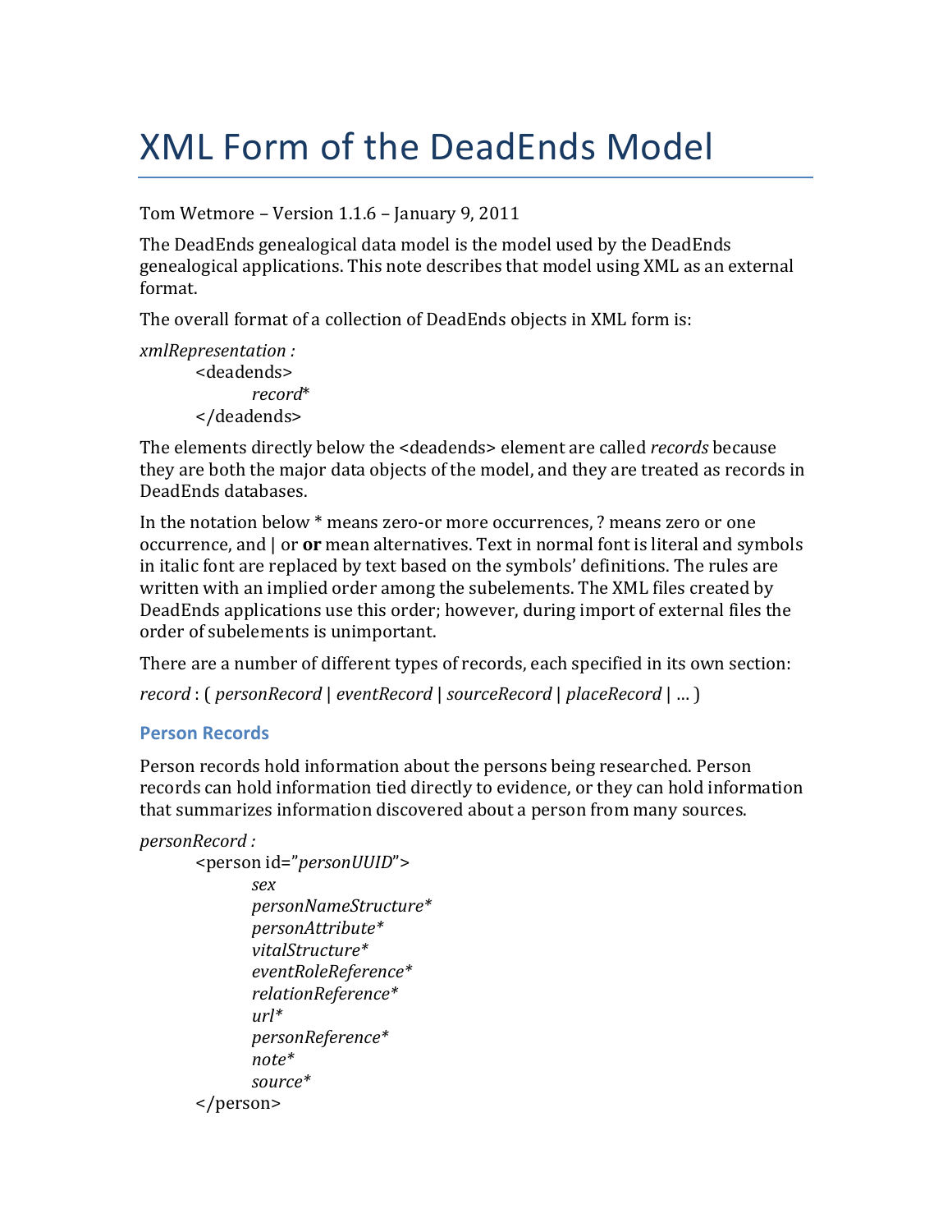# XML Form of the DeadEnds Model

Tom Wetmore – Version 1.1.6 – January 9, 2011

The DeadEnds genealogical data model is the model used by the DeadEnds genealogical applications. This note describes that model using XML as an external format.

The overall format of a collection of DeadEnds objects in XML form is:

*xmlRepresentation :*
&nbsp;&nbsp;&nbsp;&nbsp;&nbsp;&nbsp;&nbsp;&nbsp;<deadends>
&nbsp;&nbsp;&nbsp;&nbsp;&nbsp;&nbsp;&nbsp;&nbsp;&nbsp;&nbsp;&nbsp;&nbsp;&nbsp;&nbsp;&nbsp;&nbsp;*record**
&nbsp;&nbsp;&nbsp;&nbsp;&nbsp;&nbsp;&nbsp;&nbsp;</deadends>

The elements directly below the <deadends> element are called *records* because they are both the major data objects of the model, and they are treated as records in DeadEnds databases.

In the notation below * means zero-or more occurrences, ? means zero or one occurrence, and | or **or** mean alternatives. Text in normal font is literal and symbols in italic font are replaced by text based on the symbols' definitions. The rules are written with an implied order among the subelements. The XML files created by DeadEnds applications use this order; however, during import of external files the order of subelements is unimportant.

There are a number of different types of records, each specified in its own section:

*record* : ( *personRecord* | *eventRecord* | *sourceRecord* | *placeRecord* | … )

### Person Records

Person records hold information about the persons being researched. Person records can hold information tied directly to evidence, or they can hold information that summarizes information discovered about a person from many sources.

*personRecord :*
&nbsp;&nbsp;&nbsp;&nbsp;&nbsp;&nbsp;&nbsp;&nbsp;<person id="*personUUID*">
&nbsp;&nbsp;&nbsp;&nbsp;&nbsp;&nbsp;&nbsp;&nbsp;&nbsp;&nbsp;&nbsp;&nbsp;&nbsp;&nbsp;&nbsp;&nbsp;*sex*
&nbsp;&nbsp;&nbsp;&nbsp;&nbsp;&nbsp;&nbsp;&nbsp;&nbsp;&nbsp;&nbsp;&nbsp;&nbsp;&nbsp;&nbsp;&nbsp;*personNameStructure**
&nbsp;&nbsp;&nbsp;&nbsp;&nbsp;&nbsp;&nbsp;&nbsp;&nbsp;&nbsp;&nbsp;&nbsp;&nbsp;&nbsp;&nbsp;&nbsp;*personAttribute**
&nbsp;&nbsp;&nbsp;&nbsp;&nbsp;&nbsp;&nbsp;&nbsp;&nbsp;&nbsp;&nbsp;&nbsp;&nbsp;&nbsp;&nbsp;&nbsp;*vitalStructure**
&nbsp;&nbsp;&nbsp;&nbsp;&nbsp;&nbsp;&nbsp;&nbsp;&nbsp;&nbsp;&nbsp;&nbsp;&nbsp;&nbsp;&nbsp;&nbsp;*eventRoleReference**
&nbsp;&nbsp;&nbsp;&nbsp;&nbsp;&nbsp;&nbsp;&nbsp;&nbsp;&nbsp;&nbsp;&nbsp;&nbsp;&nbsp;&nbsp;&nbsp;*relationReference**
&nbsp;&nbsp;&nbsp;&nbsp;&nbsp;&nbsp;&nbsp;&nbsp;&nbsp;&nbsp;&nbsp;&nbsp;&nbsp;&nbsp;&nbsp;&nbsp;*url**
&nbsp;&nbsp;&nbsp;&nbsp;&nbsp;&nbsp;&nbsp;&nbsp;&nbsp;&nbsp;&nbsp;&nbsp;&nbsp;&nbsp;&nbsp;&nbsp;*personReference**
&nbsp;&nbsp;&nbsp;&nbsp;&nbsp;&nbsp;&nbsp;&nbsp;&nbsp;&nbsp;&nbsp;&nbsp;&nbsp;&nbsp;&nbsp;&nbsp;*note**
&nbsp;&nbsp;&nbsp;&nbsp;&nbsp;&nbsp;&nbsp;&nbsp;&nbsp;&nbsp;&nbsp;&nbsp;&nbsp;&nbsp;&nbsp;&nbsp;*source**
&nbsp;&nbsp;&nbsp;&nbsp;&nbsp;&nbsp;&nbsp;&nbsp;</person>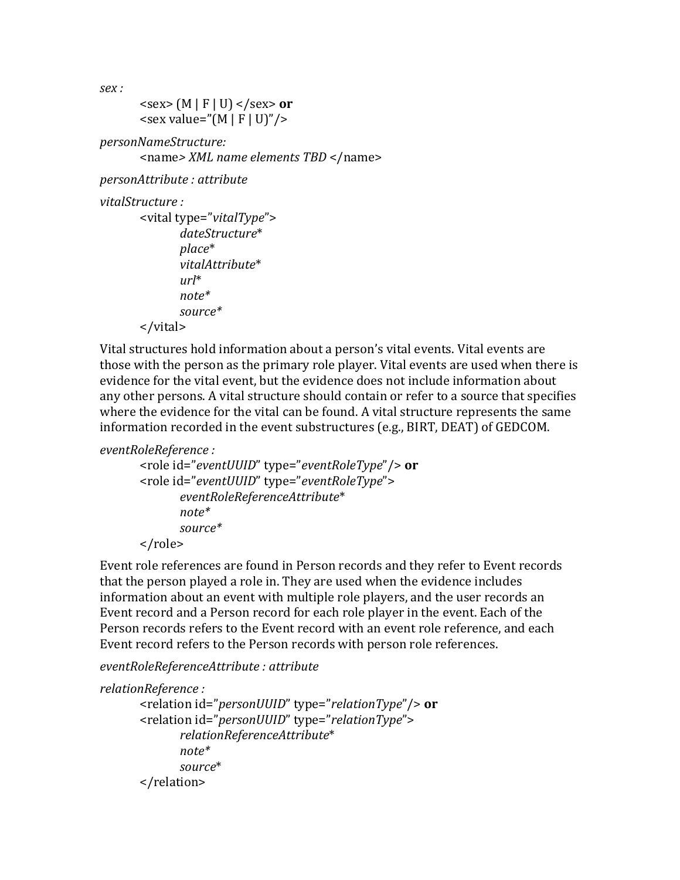*sex :*

&lt;sex&gt; (M | F | U) &lt;/sex&gt; **or**
&lt;sex value="(M | F | U)"/&gt;

*personNameStructure:*

&lt;name&gt; *XML name elements TBD* &lt;/name&gt;

*personAttribute : attribute*

*vitalStructure :*

```
<vital type="vitalType">
        dateStructure*
        place*
        vitalAttribute*
        url*
        note*
        source*
</vital>
```

Vital structures hold information about a person's vital events. Vital events are those with the person as the primary role player. Vital events are used when there is evidence for the vital event, but the evidence does not include information about any other persons. A vital structure should contain or refer to a source that specifies where the evidence for the vital can be found. A vital structure represents the same information recorded in the event substructures (e.g., BIRT, DEAT) of GEDCOM.

*eventRoleReference :*

```
<role id="eventUUID" type="eventRoleType"/> or
<role id="eventUUID" type="eventRoleType">
        eventRoleReferenceAttribute*
        note*
        source*
</role>
```

Event role references are found in Person records and they refer to Event records that the person played a role in. They are used when the evidence includes information about an event with multiple role players, and the user records an Event record and a Person record for each role player in the event. Each of the Person records refers to the Event record with an event role reference, and each Event record refers to the Person records with person role references.

*eventRoleReferenceAttribute : attribute*

*relationReference :*

```
<relation id="personUUID" type="relationType"/> or
<relation id="personUUID" type="relationType">
        relationReferenceAttribute*
        note*
        source*
</relation>
```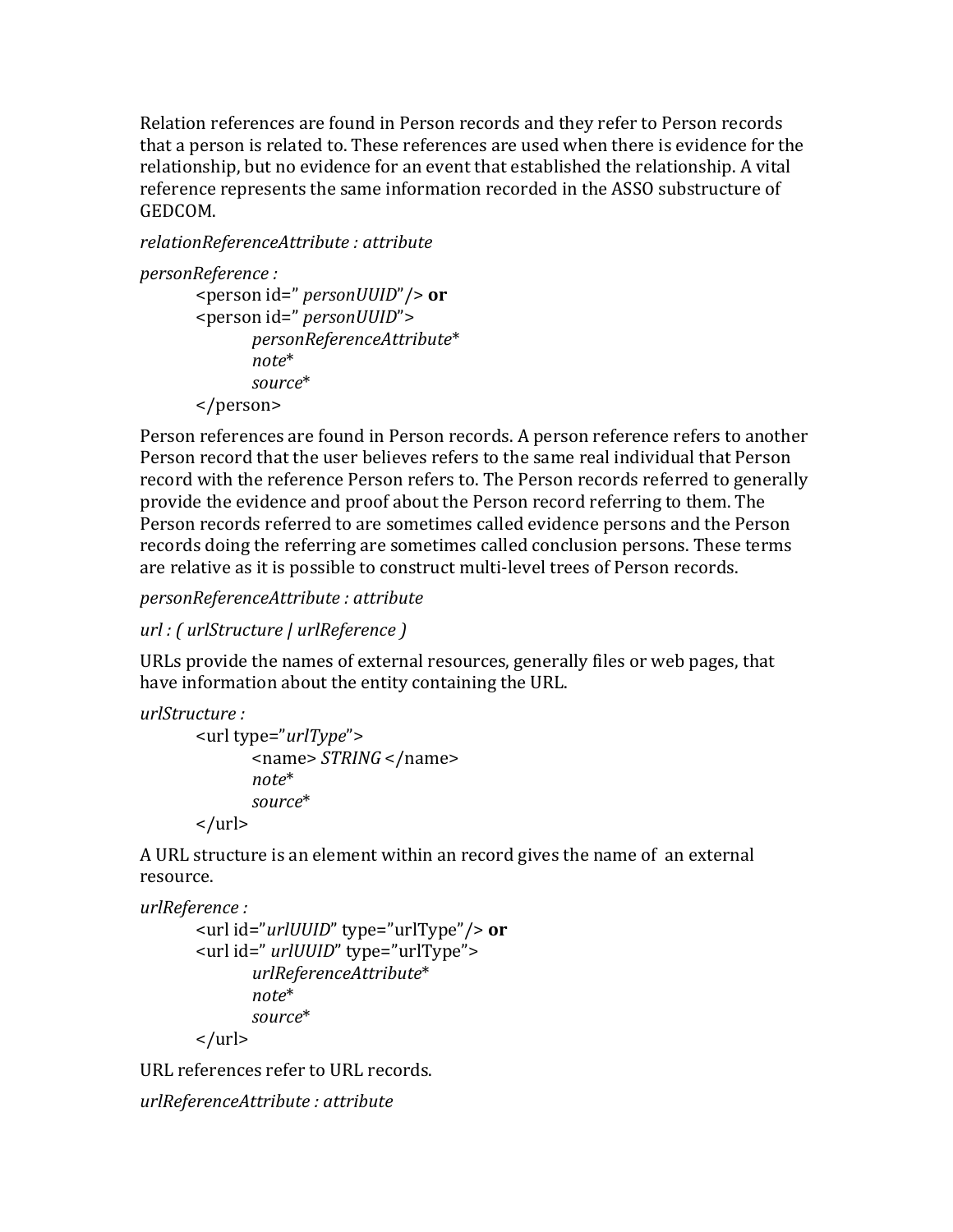Relation references are found in Person records and they refer to Person records that a person is related to. These references are used when there is evidence for the relationship, but no evidence for an event that established the relationship. A vital reference represents the same information recorded in the ASSO substructure of GEDCOM.

*relationReferenceAttribute : attribute*

*personReference :*

&lt;person id=" *personUUID*"/&gt; **or**
&lt;person id=" *personUUID*"&gt;
    *personReferenceAttribute**
    *note**
    *source**
&lt;/person&gt;

Person references are found in Person records. A person reference refers to another Person record that the user believes refers to the same real individual that Person record with the reference Person refers to. The Person records referred to generally provide the evidence and proof about the Person record referring to them. The Person records referred to are sometimes called evidence persons and the Person records doing the referring are sometimes called conclusion persons. These terms are relative as it is possible to construct multi-level trees of Person records.

*personReferenceAttribute : attribute*

*url : ( urlStructure | urlReference )*

URLs provide the names of external resources, generally files or web pages, that have information about the entity containing the URL.

*urlStructure :*

&lt;url type="*urlType*"&gt;
    &lt;name&gt; *STRING* &lt;/name&gt;
    *note**
    *source**
&lt;/url&gt;

A URL structure is an element within an record gives the name of an external resource.

*urlReference :*

&lt;url id="*urlUUID*" type="urlType"/&gt; **or**
&lt;url id=" *urlUUID*" type="urlType"&gt;
    *urlReferenceAttribute**
    *note**
    *source**
&lt;/url&gt;

URL references refer to URL records.

*urlReferenceAttribute : attribute*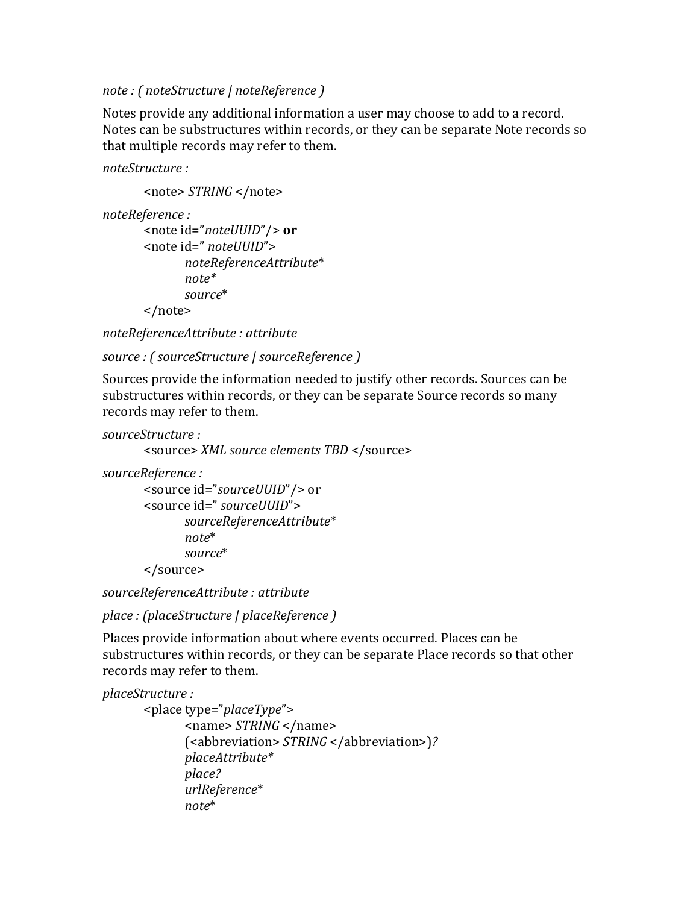*note : ( noteStructure | noteReference )*

Notes provide any additional information a user may choose to add to a record. Notes can be substructures within records, or they can be separate Note records so that multiple records may refer to them.

*noteStructure :*

> <note> *STRING* </note>

*noteReference :*

> <note id="*noteUUID*"/> **or**
> <note id=" *noteUUID*">
>> *noteReferenceAttribute**
>> *note**
>> *source**
>
> </note>

*noteReferenceAttribute : attribute*

*source : ( sourceStructure | sourceReference )*

Sources provide the information needed to justify other records. Sources can be substructures within records, or they can be separate Source records so many records may refer to them.

*sourceStructure :*

> <source> *XML source elements TBD* </source>

*sourceReference :*

> <source id="*sourceUUID*"/> or
> <source id=" *sourceUUID*">
>> *sourceReferenceAttribute**
>> *note**
>> *source**
>
> </source>

*sourceReferenceAttribute : attribute*

*place : (placeStructure | placeReference )*

Places provide information about where events occurred. Places can be substructures within records, or they can be separate Place records so that other records may refer to them.

*placeStructure :*

> <place type="*placeType*">
>> <name> *STRING* </name>
>> (<abbreviation> *STRING* </abbreviation>)*?*
>> *placeAttribute**
>> *place?*
>> *urlReference**
>> *note**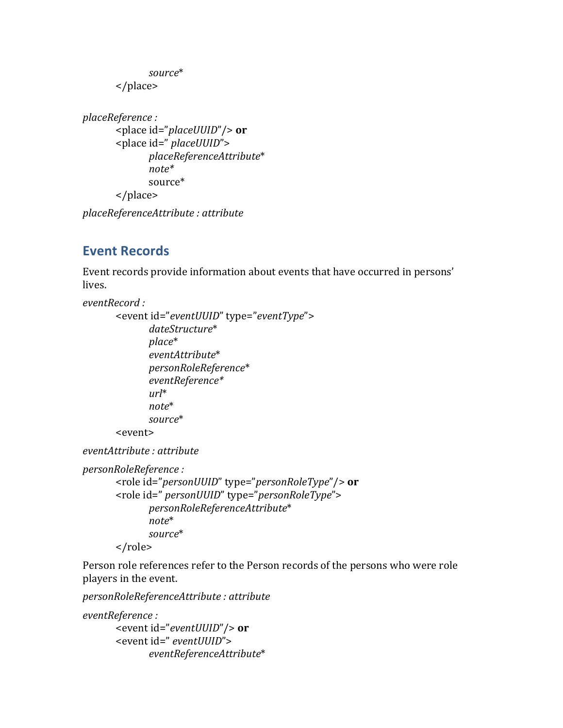*source**
</place>

*placeReference :*
<place id="*placeUUID*"/> **or**
<place id=" *placeUUID*">
*placeReferenceAttribute**
*note**
source*
</place>

*placeReferenceAttribute : attribute*

## Event Records

Event records provide information about events that have occurred in persons' lives.

*eventRecord :*
<event id="*eventUUID*" type="*eventType*">
*dateStructure**
*place**
*eventAttribute**
*personRoleReference**
*eventReference**
*url**
*note**
*source**
<event>

*eventAttribute : attribute*

*personRoleReference :*
<role id="*personUUID*" type="*personRoleType*"/> **or**
<role id=" *personUUID*" type="*personRoleType*">
*personRoleReferenceAttribute**
*note**
*source**
</role>

Person role references refer to the Person records of the persons who were role players in the event.

*personRoleReferenceAttribute : attribute*

*eventReference :*
<event id="*eventUUID*"/> **or**
<event id=" *eventUUID*">
*eventReferenceAttribute**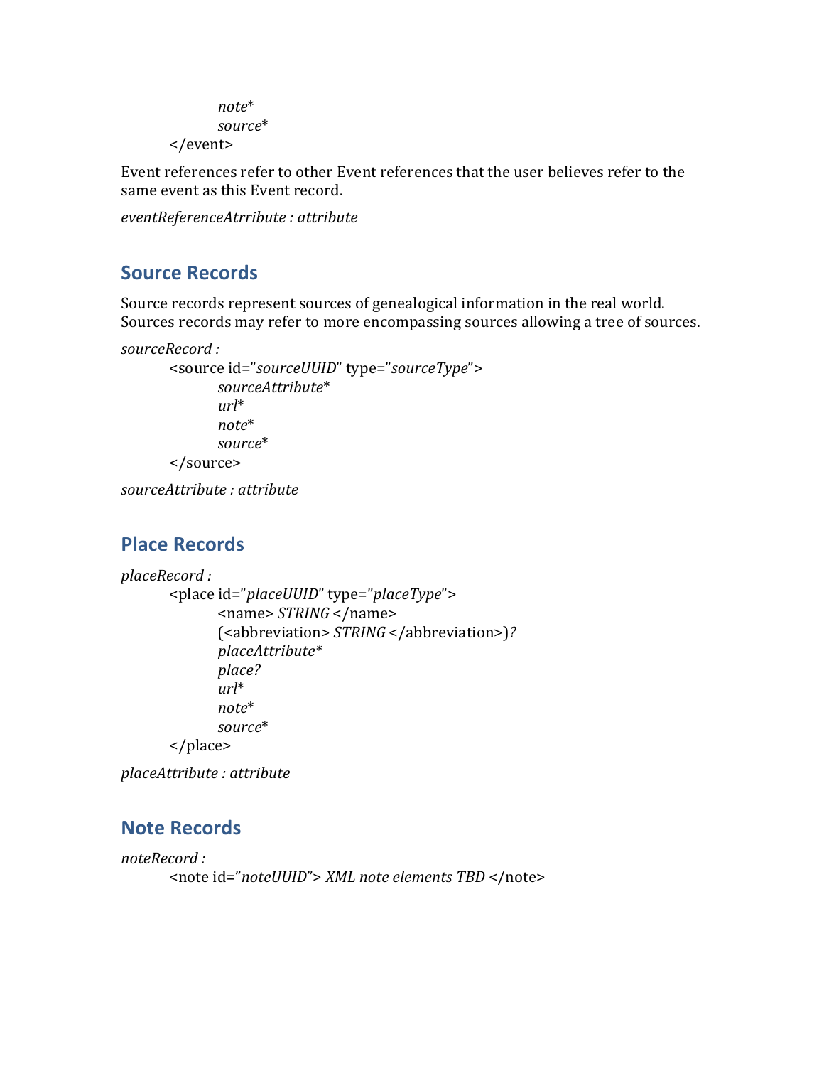*note**
*source**
</event>

Event references refer to other Event references that the user believes refer to the same event as this Event record.

*eventReferenceAtrribute : attribute*

## Source Records

Source records represent sources of genealogical information in the real world. Sources records may refer to more encompassing sources allowing a tree of sources.

*sourceRecord :*

```
<source id="sourceUUID" type="sourceType">
    sourceAttribute*
    url*
    note*
    source*
</source>
```

*sourceAttribute : attribute*

## Place Records

*placeRecord :*

```
<place id="placeUUID" type="placeType">
    <name> STRING </name>
    (<abbreviation> STRING </abbreviation>)?
    placeAttribute*
    place?
    url*
    note*
    source*
</place>
```

*placeAttribute : attribute*

## Note Records

*noteRecord :*

```
<note id="noteUUID"> XML note elements TBD </note>
```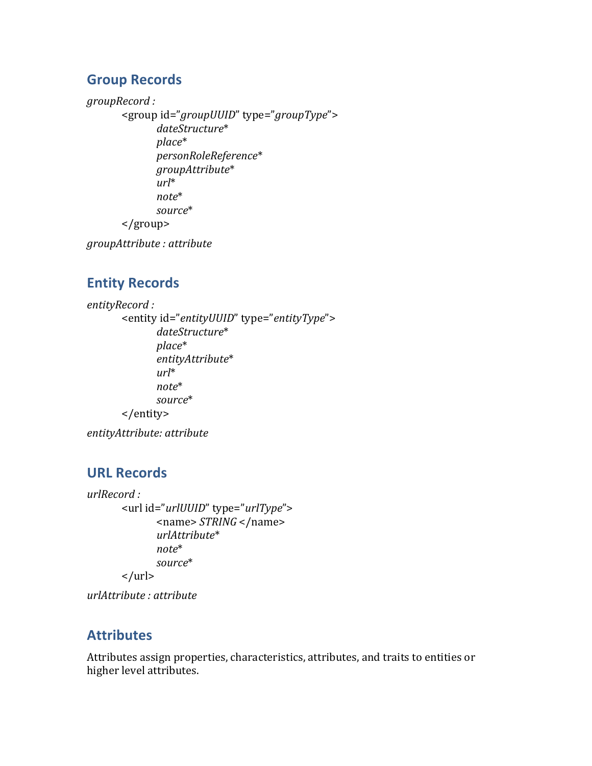## Group Records

*groupRecord :*

<group id="*groupUUID*" type="*groupType*">
*dateStructure**
*place**
*personRoleReference**
*groupAttribute**
*url**
*note**
*source**
</group>

*groupAttribute : attribute*

## Entity Records

*entityRecord :*

<entity id="*entityUUID*" type="*entityType*">
*dateStructure**
*place**
*entityAttribute**
*url**
*note**
*source**
</entity>

*entityAttribute: attribute*

## URL Records

*urlRecord :*

<url id="*urlUUID*" type="*urlType*">
<name> *STRING* </name>
*urlAttribute**
*note**
*source**
</url>

*urlAttribute : attribute*

## Attributes

Attributes assign properties, characteristics, attributes, and traits to entities or higher level attributes.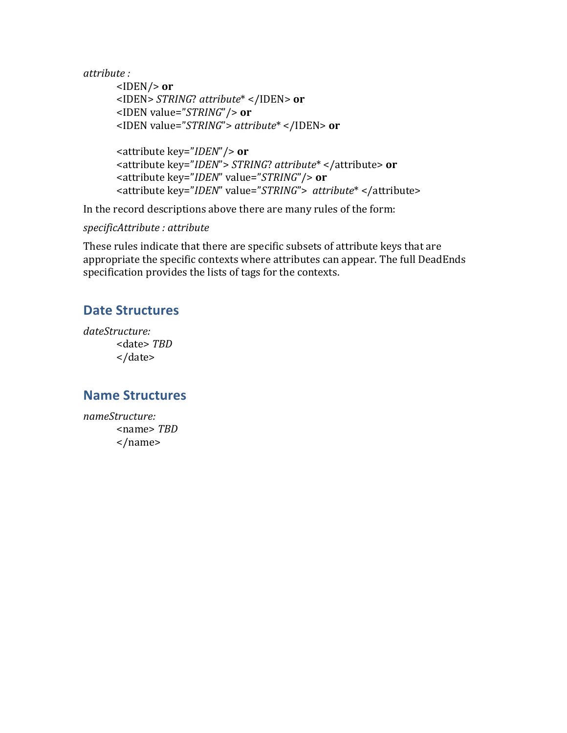*attribute :*

<IDEN/> **or**
<IDEN> *STRING*? *attribute** </IDEN> **or**
<IDEN value="*STRING*"/> **or**
<IDEN value="*STRING*"> *attribute** </IDEN> **or**

<attribute key="*IDEN*"/> **or**
<attribute key="*IDEN*"> *STRING*? *attribute** </attribute> **or**
<attribute key="*IDEN*" value="*STRING*"/> **or**
<attribute key="*IDEN*" value="*STRING*"> *attribute** </attribute>

In the record descriptions above there are many rules of the form:

*specificAttribute : attribute*

These rules indicate that there are specific subsets of attribute keys that are appropriate the specific contexts where attributes can appear. The full DeadEnds specification provides the lists of tags for the contexts.

## Date Structures

*dateStructure:*

<date> *TBD*
</date>

## Name Structures

*nameStructure:*

<name> *TBD*
</name>